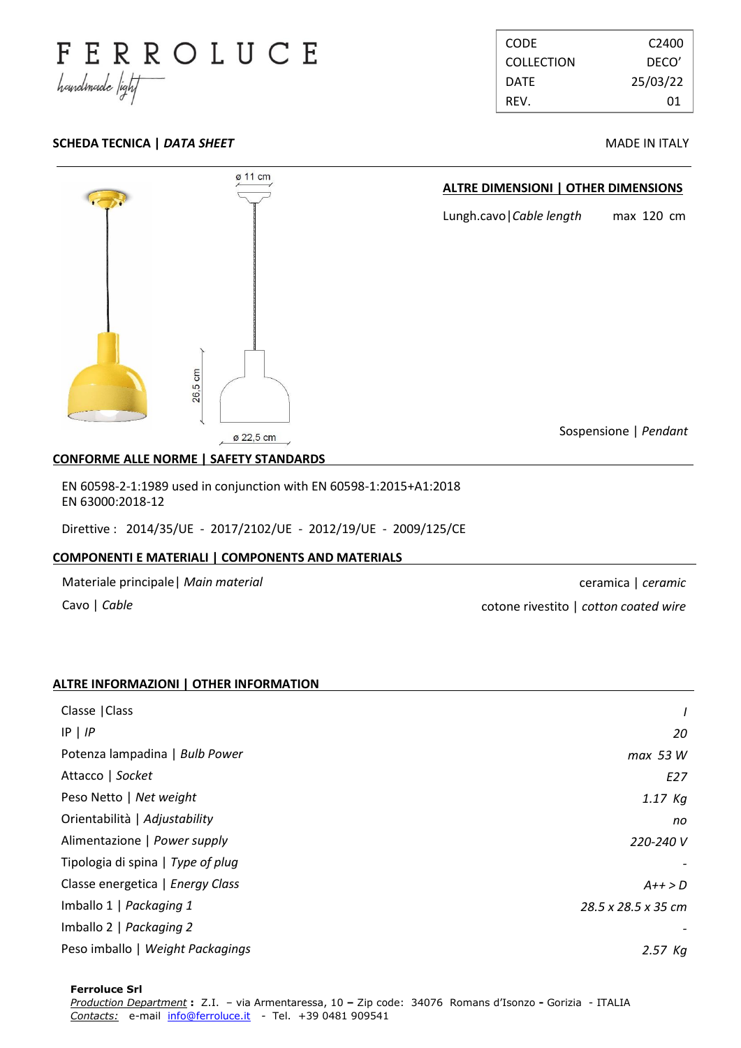FERROLUCE

handmade light

| CODE | C2400 |
|---|---|
| COLLECTION | DECO' |
| DATE | 25/03/22 |
| REV. | 01 |

**SCHEDA TECNICA | *DATA SHEET***

MADE IN ITALY

ø 11 cm

26,5 cm

ø 22,5 cm

## ALTRE DIMENSIONI | OTHER DIMENSIONS

Lungh.cavo|*Cable length* max 120 cm

Sospensione | *Pendant*

## CONFORME ALLE NORME | SAFETY STANDARDS

EN 60598-2-1:1989 used in conjunction with EN 60598-1:2015+A1:2018
EN 63000:2018-12

Direttive : 2014/35/UE - 2017/2102/UE - 2012/19/UE - 2009/125/CE

## COMPONENTI E MATERIALI | COMPONENTS AND MATERIALS

| | |
|---|---|
| Materiale principale\| *Main material* | ceramica \| *ceramic* |
| Cavo \| *Cable* | cotone rivestito \| *cotton coated wire* |

## ALTRE INFORMAZIONI | OTHER INFORMATION

| | |
|---|---|
| Classe \|Class | *I* |
| IP \| *IP* | *20* |
| Potenza lampadina \| *Bulb Power* | *max 53 W* |
| Attacco \| *Socket* | *E27* |
| Peso Netto \| *Net weight* | *1.17 Kg* |
| Orientabilità \| *Adjustability* | *no* |
| Alimentazione \| *Power supply* | *220-240 V* |
| Tipologia di spina \| *Type of plug* | *-* |
| Classe energetica \| *Energy Class* | *A++ > D* |
| Imballo 1 \| *Packaging 1* | *28.5 x 28.5 x 35 cm* |
| Imballo 2 \| *Packaging 2* | *-* |
| Peso imballo \| *Weight Packagings* | *2.57 Kg* |

**Ferroluce Srl**
*Production Department* **:** Z.I. – via Armentaressa, 10 **–** Zip code: 34076 Romans d'Isonzo **-** Gorizia - ITALIA
*Contacts:* e-mail info@ferroluce.it - Tel. +39 0481 909541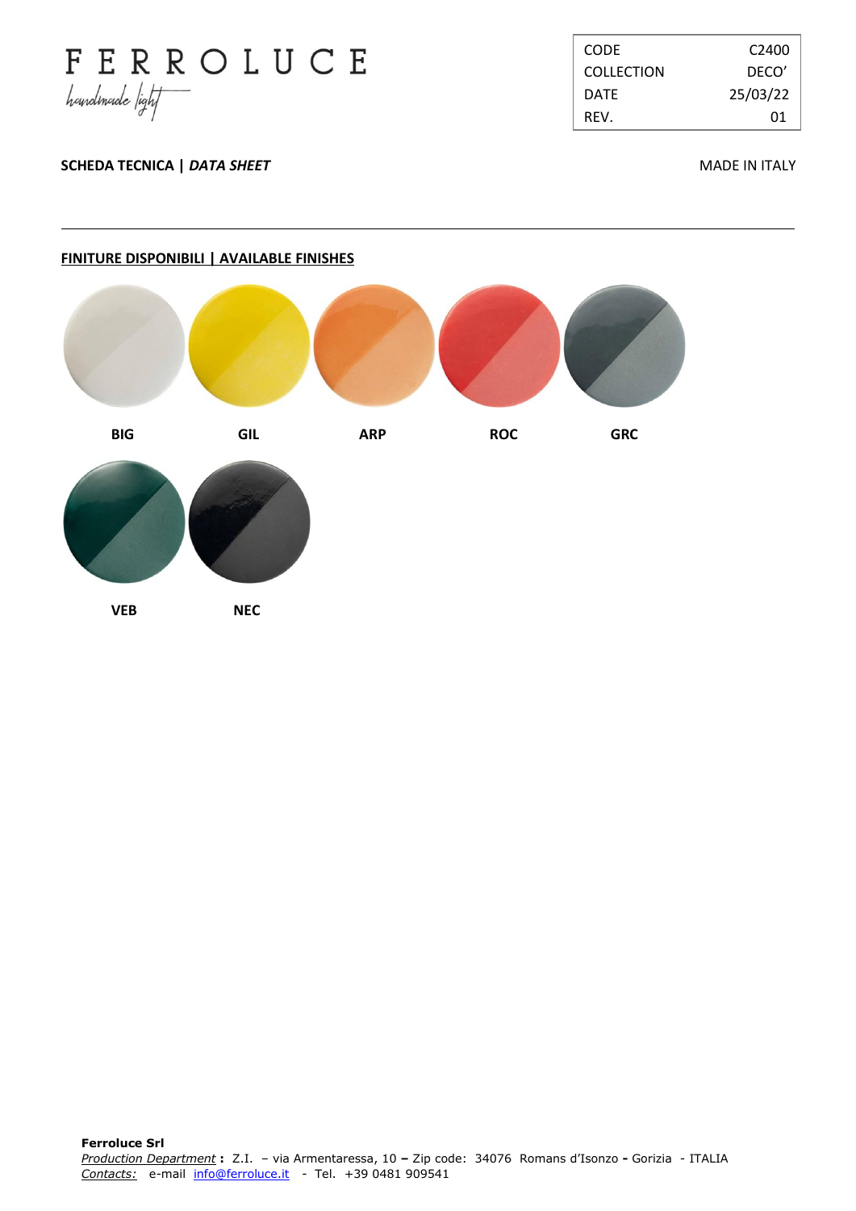FERROLUCE
handmade light

| | |
|---|---|
| CODE | C2400 |
| COLLECTION | DECO' |
| DATE | 25/03/22 |
| REV. | 01 |

**SCHEDA TECNICA | *DATA SHEET***

MADE IN ITALY

**FINITURE DISPONIBILI | AVAILABLE FINISHES**

**BIG** **GIL** **ARP** **ROC** **GRC**

**VEB** **NEC**

**Ferroluce Srl**
*Production Department* **:** Z.I. – via Armentaressa, 10 **–** Zip code: 34076 Romans d'Isonzo **-** Gorizia - ITALIA
*Contacts:* e-mail info@ferroluce.it - Tel. +39 0481 909541